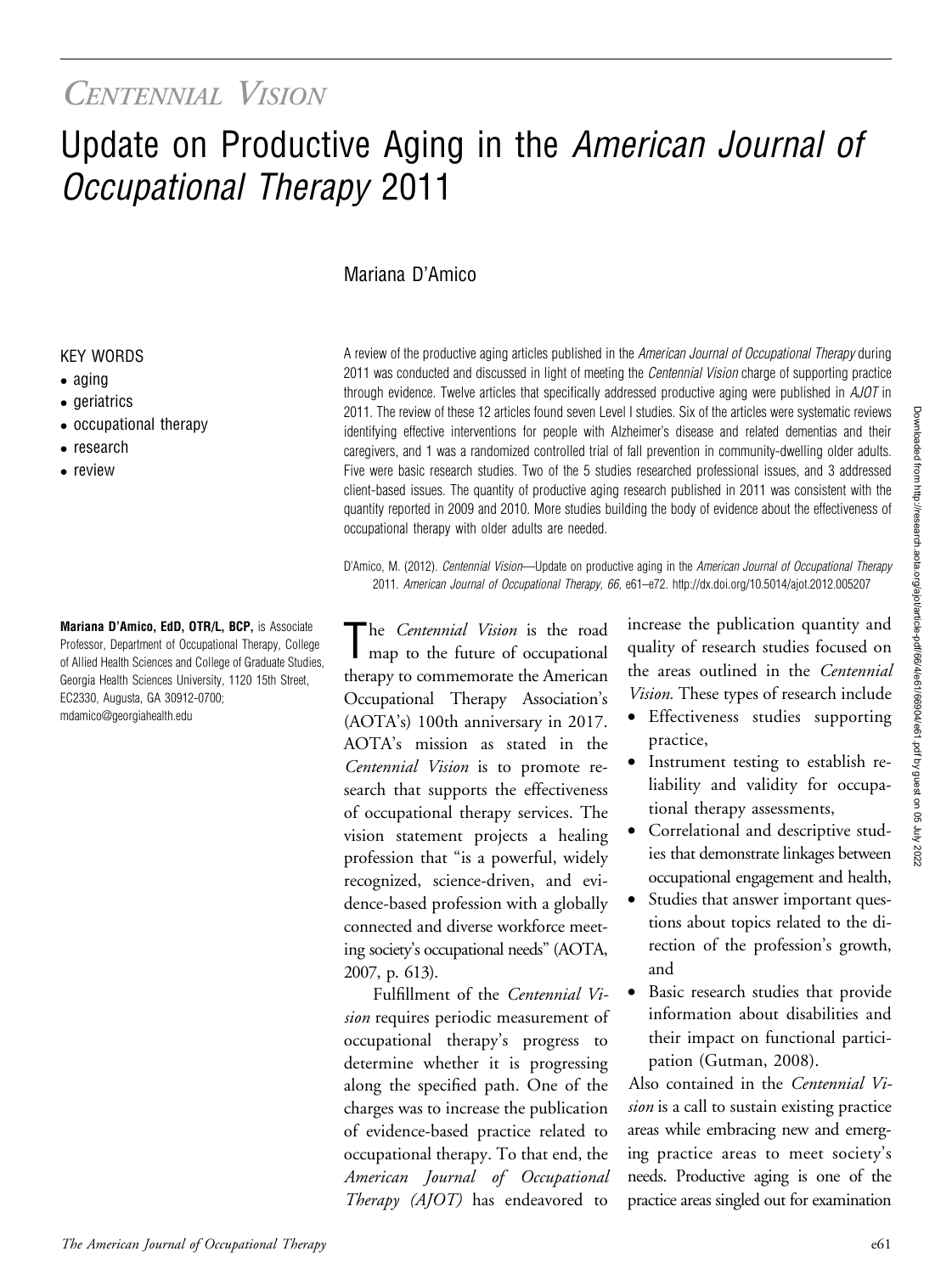*Centennial Vision*

# Update on Productive Aging in the *American Journal of Occupational Therapy* 2011

Mariana D'Amico

KEY WORDS

- aging
- geriatrics
- occupational therapy
- research
- review

A review of the productive aging articles published in the *American Journal of Occupational Therapy* during 2011 was conducted and discussed in light of meeting the *Centennial Vision* charge of supporting practice through evidence. Twelve articles that specifically addressed productive aging were published in *AJOT* in 2011. The review of these 12 articles found seven Level I studies. Six of the articles were systematic reviews identifying effective interventions for people with Alzheimer's disease and related dementias and their caregivers, and 1 was a randomized controlled trial of fall prevention in community-dwelling older adults. Five were basic research studies. Two of the 5 studies researched professional issues, and 3 addressed client-based issues. The quantity of productive aging research published in 2011 was consistent with the quantity reported in 2009 and 2010. More studies building the body of evidence about the effectiveness of occupational therapy with older adults are needed.

D'Amico, M. (2012). *Centennial Vision*—Update on productive aging in the *American Journal of Occupational Therapy* 2011. *American Journal of Occupational Therapy, 66,* e61–e72. http://dx.doi.org/10.5014/ajot.2012.005207

**Mariana D'Amico, EdD, OTR/L, BCP,** is Associate Professor, Department of Occupational Therapy, College of Allied Health Sciences and College of Graduate Studies, Georgia Health Sciences University, 1120 15th Street, EC2330, Augusta, GA 30912-0700; mdamico@georgiahealth.edu

The *Centennial Vision* is the road map to the future of occupational therapy to commemorate the American Occupational Therapy Association's (AOTA's) 100th anniversary in 2017. AOTA's mission as stated in the *Centennial Vision* is to promote research that supports the effectiveness of occupational therapy services. The vision statement projects a healing profession that "is a powerful, widely recognized, science-driven, and evidence-based profession with a globally connected and diverse workforce meeting society's occupational needs" (AOTA, 2007, p. 613).

Fulfillment of the *Centennial Vision* requires periodic measurement of occupational therapy's progress to determine whether it is progressing along the specified path. One of the charges was to increase the publication of evidence-based practice related to occupational therapy. To that end, the *American Journal of Occupational Therapy (AJOT)* has endeavored to increase the publication quantity and quality of research studies focused on the areas outlined in the *Centennial Vision.* These types of research include

- Effectiveness studies supporting practice,
- Instrument testing to establish reliability and validity for occupational therapy assessments,
- Correlational and descriptive studies that demonstrate linkages between occupational engagement and health,
- Studies that answer important questions about topics related to the direction of the profession's growth, and
- Basic research studies that provide information about disabilities and their impact on functional participation (Gutman, 2008).

Also contained in the *Centennial Vision* is a call to sustain existing practice areas while embracing new and emerging practice areas to meet society's needs. Productive aging is one of the practice areas singled out for examination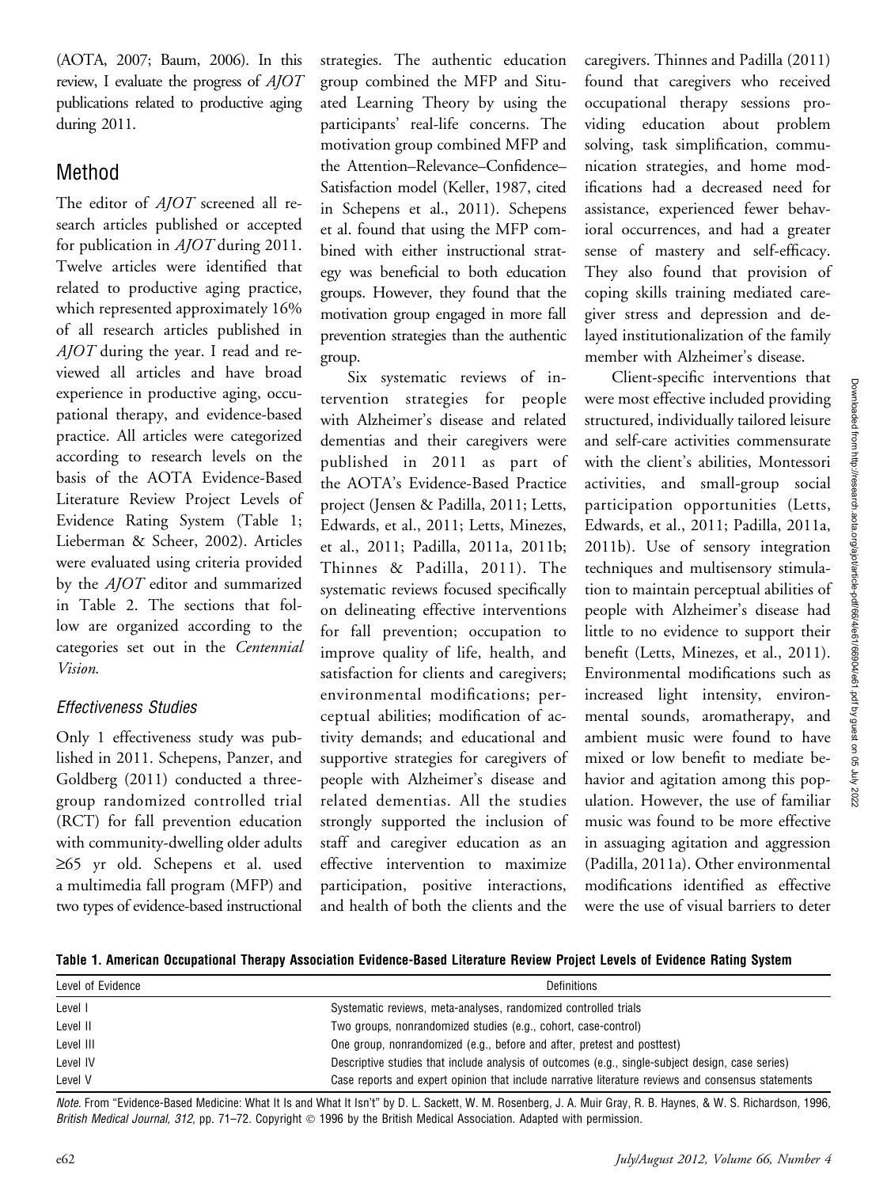(AOTA, 2007; Baum, 2006). In this review, I evaluate the progress of *AJOT* publications related to productive aging during 2011.

## Method

The editor of *AJOT* screened all research articles published or accepted for publication in *AJOT* during 2011. Twelve articles were identified that related to productive aging practice, which represented approximately 16% of all research articles published in *AJOT* during the year. I read and reviewed all articles and have broad experience in productive aging, occupational therapy, and evidence-based practice. All articles were categorized according to research levels on the basis of the AOTA Evidence-Based Literature Review Project Levels of Evidence Rating System (Table 1; Lieberman & Scheer, 2002). Articles were evaluated using criteria provided by the *AJOT* editor and summarized in Table 2. The sections that follow are organized according to the categories set out in the *Centennial Vision*.

### Effectiveness Studies

Only 1 effectiveness study was published in 2011. Schepens, Panzer, and Goldberg (2011) conducted a three-group randomized controlled trial (RCT) for fall prevention education with community-dwelling older adults ≥65 yr old. Schepens et al. used a multimedia fall program (MFP) and two types of evidence-based instructional strategies. The authentic education group combined the MFP and Situated Learning Theory by using the participants' real-life concerns. The motivation group combined MFP and the Attention–Relevance–Confidence–Satisfaction model (Keller, 1987, cited in Schepens et al., 2011). Schepens et al. found that using the MFP combined with either instructional strategy was beneficial to both education groups. However, they found that the motivation group engaged in more fall prevention strategies than the authentic group.

Six systematic reviews of intervention strategies for people with Alzheimer's disease and related dementias and their caregivers were published in 2011 as part of the AOTA's Evidence-Based Practice project (Jensen & Padilla, 2011; Letts, Edwards, et al., 2011; Letts, Minezes, et al., 2011; Padilla, 2011a, 2011b; Thinnes & Padilla, 2011). The systematic reviews focused specifically on delineating effective interventions for fall prevention; occupation to improve quality of life, health, and satisfaction for clients and caregivers; environmental modifications; perceptual abilities; modification of activity demands; and educational and supportive strategies for caregivers of people with Alzheimer's disease and related dementias. All the studies strongly supported the inclusion of staff and caregiver education as an effective intervention to maximize participation, positive interactions, and health of both the clients and the caregivers. Thinnes and Padilla (2011) found that caregivers who received occupational therapy sessions providing education about problem solving, task simplification, communication strategies, and home modifications had a decreased need for assistance, experienced fewer behavioral occurrences, and had a greater sense of mastery and self-efficacy. They also found that provision of coping skills training mediated caregiver stress and depression and delayed institutionalization of the family member with Alzheimer's disease.

Client-specific interventions that were most effective included providing structured, individually tailored leisure and self-care activities commensurate with the client's abilities, Montessori activities, and small-group social participation opportunities (Letts, Edwards, et al., 2011; Padilla, 2011a, 2011b). Use of sensory integration techniques and multisensory stimulation to maintain perceptual abilities of people with Alzheimer's disease had little to no evidence to support their benefit (Letts, Minezes, et al., 2011). Environmental modifications such as increased light intensity, environmental sounds, aromatherapy, and ambient music were found to have mixed or low benefit to mediate behavior and agitation among this population. However, the use of familiar music was found to be more effective in assuaging agitation and aggression (Padilla, 2011a). Other environmental modifications identified as effective were the use of visual barriers to deter

**Table 1. American Occupational Therapy Association Evidence-Based Literature Review Project Levels of Evidence Rating System**

| Level of Evidence | Definitions |
|---|---|
| Level I | Systematic reviews, meta-analyses, randomized controlled trials |
| Level II | Two groups, nonrandomized studies (e.g., cohort, case-control) |
| Level III | One group, nonrandomized (e.g., before and after, pretest and posttest) |
| Level IV | Descriptive studies that include analysis of outcomes (e.g., single-subject design, case series) |
| Level V | Case reports and expert opinion that include narrative literature reviews and consensus statements |

*Note.* From "Evidence-Based Medicine: What It Is and What It Isn't" by D. L. Sackett, W. M. Rosenberg, J. A. Muir Gray, R. B. Haynes, & W. S. Richardson, 1996, *British Medical Journal, 312*, pp. 71–72. Copyright © 1996 by the British Medical Association. Adapted with permission.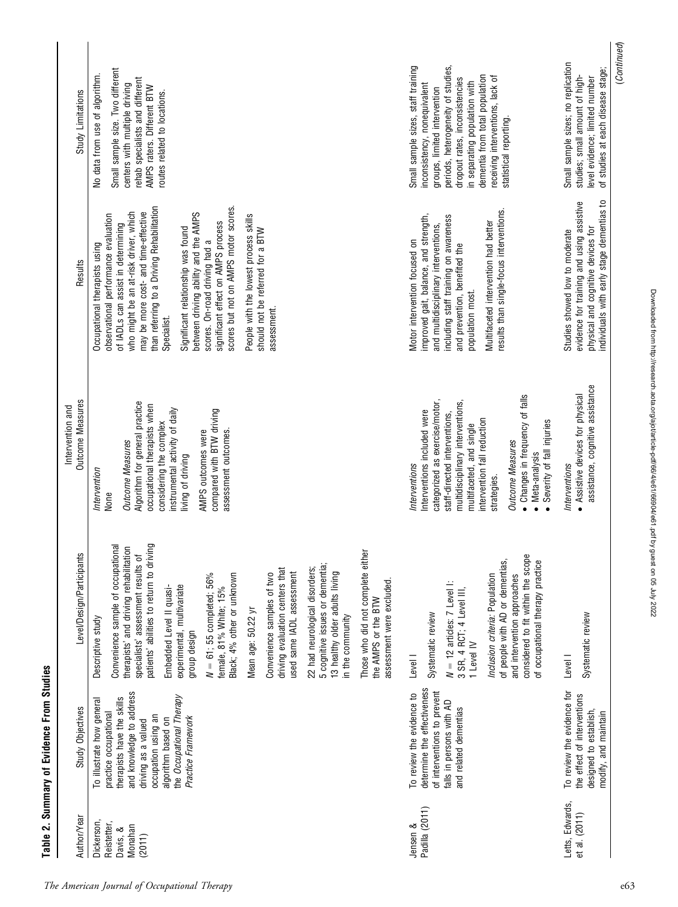**Table 2. Summary of Evidence From Studies**

| Author/Year | Study Objectives | Level/Design/Participants | Intervention and Outcome Measures | Results | Study Limitations |
|---|---|---|---|---|---|
| Dickerson, Reistetter, Davis, & Monahan (2011) | To illustrate how general practice occupational therapists have the skills and knowledge to address driving as a valued occupation using an algorithm based on the *Occupational Therapy Practice Framework* | Descriptive study<br><br>Convenience sample of occupational therapists' and driving rehabilitation specialists' assessment results of patients' abilities to return to driving<br><br>Embedded Level II quasi-experimental, multivariate group design<br><br>$N = 61$; 55 completed; 56% female, 81% White; 15% Black; 4% other or unknown<br><br>Mean age: 50.22 yr<br><br>Convenience samples of two driving evaluation centers that used same IADL assessment<br><br>22 had neurological disorders; 5 cognitive issues or dementia; 13 healthy older adults living in the community<br><br>Those who did not complete either the AMPS or the BTW assessment were excluded. | *Intervention*<br>None<br><br>*Outcome Measures*<br>Algorithm for general practice occupational therapists when considering the complex instrumental activity of daily living of driving<br><br>AMPS outcomes were compared with BTW driving assessment outcomes. | Occupational therapists using observational performance evaluation of IADLs can assist in determining who might be an at-risk driver, which may be more cost- and time-effective than referring to a Driving Rehabilitation Specialist.<br><br>Significant relationship was found between driving ability and the AMPS scores. On-road driving had a significant effect on AMPS process scores but not on AMPS motor scores.<br><br>People with the lowest process skills should not be referred for a BTW assessment. | No data from use of algorithm.<br><br>Small sample size. Two different centers with multiple driving rehab specialists and different AMPS raters. Different BTW routes related to locations. |
| Jensen & Padilla (2011) | To review the evidence to determine the effectiveness of interventions to prevent falls in persons with AD and related dementias | Level I<br><br>Systematic review<br><br>$N = 12$ articles: 7 Level I: 3 SR, 4 RCT; 4 Level III, 1 Level IV<br><br>*Inclusion criteria*: Population of people with AD or dementias, and intervention approaches considered to fit within the scope of occupational therapy practice | *Interventions*<br>Interventions included were categorized as exercise/motor, staff-directed interventions, multidisciplinary interventions, multifaceted, and single intervention fall reduction strategies.<br><br>*Outcome Measures*<br>• Changes in frequency of falls<br>• Meta-analysis<br>• Severity of fall injuries | Motor intervention focused on improved gait, balance, and strength, and multidisciplinary interventions, including staff training on awareness and prevention, benefited the population most.<br><br>Multifaceted intervention had better results than single-focus interventions. | Small sample sizes, staff training inconsistency, nonequivalent groups, limited intervention periods, heterogeneity of studies, dropout rates, inconsistencies in separating population with dementia from total population receiving interventions, lack of statistical reporting. |
| Letts, Edwards, et al. (2011) | To review the evidence for the effect of interventions designed to establish, modify, and maintain | Level I<br><br>Systematic review | *Interventions*<br>• Assistive devices for physical assistance, cognitive assistance | Studies showed low to moderate evidence for training and using assistive physical and cognitive devices for individuals with early stage dementias to | Small sample sizes; no replication studies; small amount of high-level evidence; limited number of studies at each disease stage; |

(*Continued*)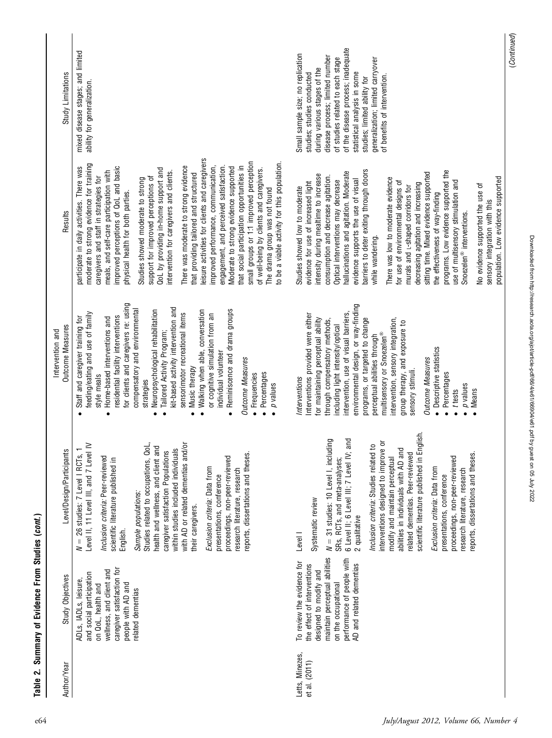**Table 2. Summary of Evidence From Studies (*cont.*)**

| Author/Year | Study Objectives | Level/Design/Participants | Intervention and Outcome Measures | Results | Study Limitations |
|---|---|---|---|---|---|
| | ADLs, IADLs, leisure, and social participation on QoL, health and wellness, and client and caregiver satisfaction for people with AD and related dementias | $N$ = 26 studies: 7 Level I RCTs, 1 Level II, 11 Level III, and 7 Level IV<br><br>*Inclusion criteria:* Peer-reviewed scientific literature published in English.<br><br>*Sample populations:* Studies related to occupations, QoL, health and wellness, and client and caregiver satisfaction Populations within studies included individuals with AD or related dementias and/or their caregivers.<br><br>*Exclusion criteria:* Data from presentations, conference proceedings, non-peer-reviewed research literature, research reports, dissertations and theses. | • Staff and caregiver training for feeding/eating and use of family style meals<br>• Home-based interventions and residential facility interventions for clients and caregivers re: using compensatory and environmental strategies<br>• Neuropsychological rehabilitation<br>• Tailored Activity Program; kit-based activity intervention and sensorimotor recreational items<br>• Music therapy<br>• Walking when able, conversation or cognitive simulation from an individual volunteer<br>• Reminiscence and drama groups<br><br>*Outcome Measures*<br>• Frequencies<br>• Percentages<br>• $p$ values | participate in daily activities. There was moderate to strong evidence for training caregivers and staff in strategies for meals, and self-care participation with improved perceptions of QoL and basic physical health for both parties.<br><br>Studies showed moderate to strong support for improved perceptions of QoL by providing in-home support and intervention for caregivers and clients.<br><br>There was moderate to strong evidence that providing tailored and structured leisure activities for clients and caregivers improved performance, communication, engagement, and perceived satisfaction. Moderate to strong evidence supported that social participation opportunities in small groups or 1:1 improved perception of well-being by clients and caregivers. The drama group was not found to be a viable activity for this population. | mixed disease stages; and limited ability for generalization. |
| Letts, Minezes, et al. (2011) | To review the evidence for the effect of interventions designed to modify and maintain perceptual abilities on the occupational performance of people with AD and related dementias | Level I<br><br>Systematic review<br><br>$N$ = 31 studies: 10 Level I, including SRs, RCTs, and meta-analyses; 6 Level II; 6 Level III; 7 Level IV; and 2 qualitative<br><br>*Inclusion criteria:* Studies related to interventions designed to improve or modify and maintain perceptual abilities in individuals with AD and related dementias. Peer-reviewed scientific literature published in English.<br><br>*Exclusion criteria:* Data from presentations, conference proceedings, non-peer-reviewed research literature, research reports, dissertations and theses. | *Interventions*<br>Interventions provided were either for maintaining perceptual ability through compensatory methods, including light intensity/optical intervention, use of visual barriers, environmental design, or way-finding programs, or targeted to change perceptual abilities through multisensory or Snoezelen® intervention, sensory integration, group therapy, and exposure to sensory stimuli.<br><br>*Outcome Measures*<br>• Descriptive statistics<br>• Percentages<br>• $t$ tests<br>• $p$ values<br>• Means | Studies showed low to moderate evidence for use of increased light intensity during mealtime to increase consumption and decrease agitation. Optical interventions may decrease hallucinations and agitation. Moderate evidence supports the use of visual barriers to deter exiting through doors while wandering.<br><br>There was low to moderate evidence for use of environmental designs of murals and L-shaped corridors for decreasing agitation and increasing sitting time. Mixed evidence supported the effectiveness of way-finding programs. Low evidence supported the use of multisensory stimulation and Snoezelen® interventions.<br><br>No evidence supported the use of sensory integration with this population. Low evidence supported | Small sample size; no replication studies; studies conducted during various stages of the disease process; limited number of studies related to each stage of the disease process; inadequate statistical analysis in some studies; limited ability for generalization; limited carryover of benefits of intervention. |

(*Continued*)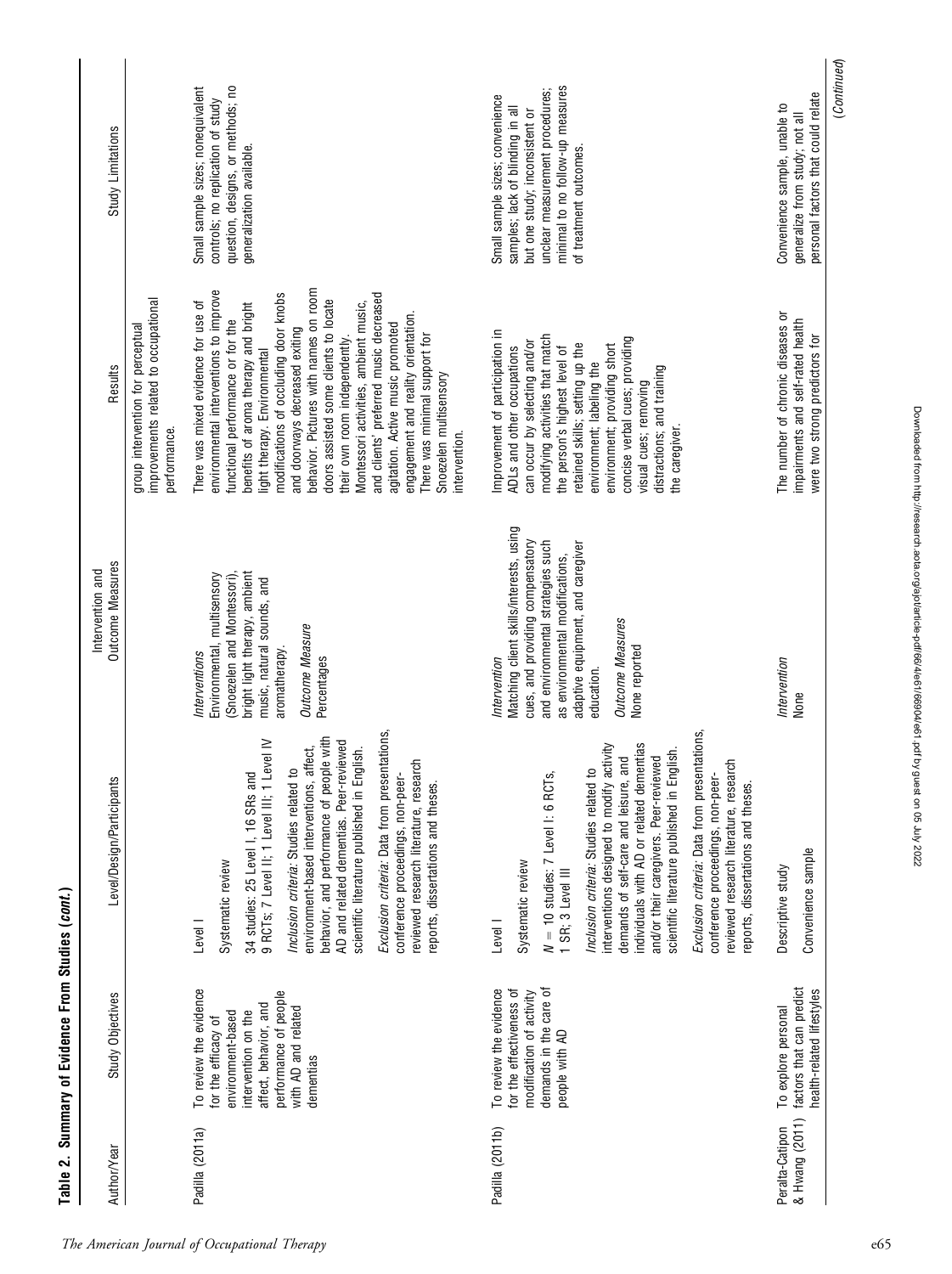**Table 2. Summary of Evidence From Studies (*cont.*)**

| Author/Year | Study Objectives | Level/Design/Participants | Intervention and Outcome Measures | Results | Study Limitations |
|---|---|---|---|---|---|
| | | | | group intervention for perceptual improvements related to occupational performance. | |
| Padilla (2011a) | To review the evidence for the efficacy of environment-based intervention on the affect, behavior, and performance of people with AD and related dementias | Level I<br><br>Systematic review<br><br>34 studies: 25 Level I, 16 SRs and 9 RCTs; 7 Level II; 1 Level III; 1 Level IV<br><br>*Inclusion criteria*: Studies related to environment-based interventions, affect, behavior, and performance of people with AD and related dementias. Peer-reviewed scientific literature published in English.<br><br>*Exclusion criteria*: Data from presentations, conference proceedings, non-peer-reviewed research literature, research reports, dissertations and theses. | *Interventions*<br>Environmental, multisensory (Snoezelen and Montessori), bright light therapy, ambient music, natural sounds, and aromatherapy.<br><br>*Outcome Measure*<br>Percentages | There was mixed evidence for use of environmental interventions to improve functional performance or for the benefits of aroma therapy and bright light therapy. Environmental modifications of occluding door knobs and doorways decreased exiting behavior. Pictures with names on room doors assisted some clients to locate their own room independently. Montessori activities, ambient music, and clients' preferred music decreased agitation. Active music promoted engagement and reality orientation. There was minimal support for Snoezelen multisensory intervention. | Small sample sizes; nonequivalent controls; no replication of study question, designs, or methods; no generalization available. |
| Padilla (2011b) | To review the evidence for the effectiveness of modification of activity demands in the care of people with AD | Level I<br><br>Systematic review<br><br>$N = 10$ studies: 7 Level I: 6 RCTs, 1 SR; 3 Level III<br><br>*Inclusion criteria*: Studies related to interventions designed to modify activity demands of self-care and leisure, and individuals with AD or related dementias and/or their caregivers. Peer-reviewed scientific literature published in English.<br><br>*Exclusion criteria*: Data from presentations, conference proceedings, non-peer-reviewed research literature, research reports, dissertations and theses. | *Intervention*<br>Matching client skills/interests, using cues, and providing compensatory and environmental strategies such as environmental modifications, adaptive equipment, and caregiver education.<br><br>*Outcome Measures*<br>None reported | Improvement of participation in ADLs and other occupations can occur by selecting and/or modifying activities that match the person's highest level of retained skills; setting up the environment; labeling the environment; providing short concise verbal cues; providing visual cues; removing distractions; and training the caregiver. | Small sample sizes; convenience samples; lack of blinding in all but one study; inconsistent or unclear measurement procedures; minimal to no follow-up measures of treatment outcomes. |
| Peralta-Catipon & Hwang (2011) | To explore personal factors that can predict health-related lifestyles | Descriptive study<br><br>Convenience sample | *Intervention*<br>None | The number of chronic diseases or impairments and self-rated health were two strong predictors for | Convenience sample, unable to generalize from study; not all personal factors that could relate |

(*Continued*)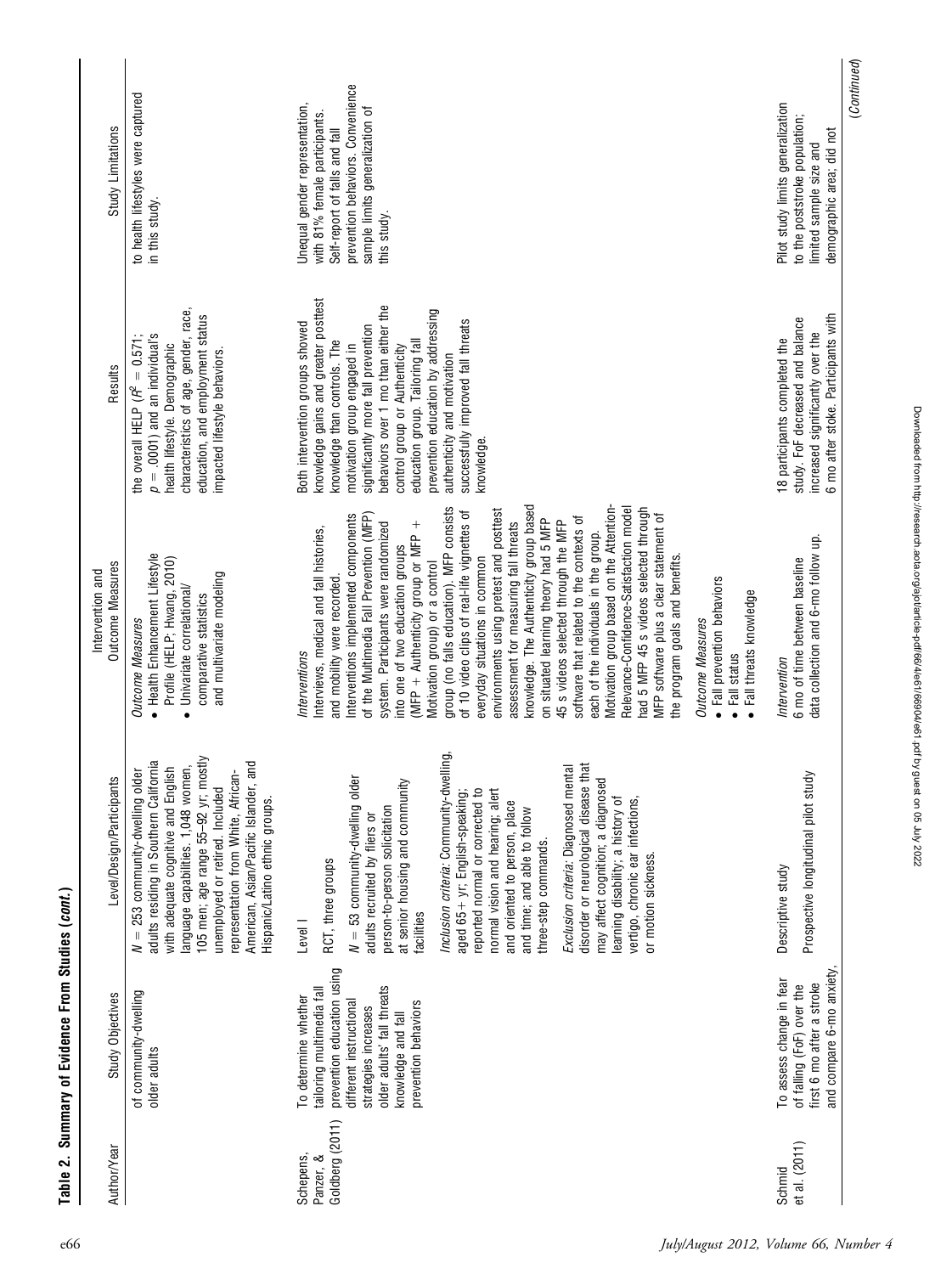**Table 2. Summary of Evidence From Studies (*cont.*)**

| Author/Year | Study Objectives | Level/Design/Participants | Intervention and Outcome Measures | Results | Study Limitations |
|---|---|---|---|---|---|
| | of community-dwelling older adults | $N = 253$ community-dwelling older adults residing in Southern California with adequate cognitive and English language capabilities. 1,048 women, 105 men; age range 55–92 yr; mostly unemployed or retired. Included representation from White, African-American, Asian/Pacific Islander, and Hispanic/Latino ethnic groups. | *Outcome Measures*<br>• Health Enhancement Lifestyle Profile (HELP; Hwang, 2010)<br>• Univariate correlational/comparative statistics and multivariate modeling | the overall HELP ($R^2 = 0.571$; $p = .0001$) and an individual's health lifestyle. Demographic characteristics of age, gender, race, education, and employment status impacted lifestyle behaviors. | to health lifestyles were captured in this study. |
| Schepens, Panzer, & Goldberg (2011) | To determine whether tailoring multimedia fall prevention education using different instructional strategies increases older adults' fall threats knowledge and fall prevention behaviors | Level I<br><br>RCT, three groups<br><br>$N = 53$ community-dwelling older adults recruited by fliers or person-to-person solicitation at senior housing and community facilities<br><br>*Inclusion criteria*: Community-dwelling, aged 65+ yr; English-speaking; reported normal or corrected to normal vision and hearing; alert and oriented to person, place and time; and able to follow three-step commands.<br><br>*Exclusion criteria*: Diagnosed mental disorder or neurological disease that may affect cognition; a diagnosed learning disability; a history of vertigo, chronic ear infections, or motion sickness. | *Interventions*<br>Interviews, medical and fall histories, and mobility were recorded.<br>Interventions implemented components of the Multimedia Fall Prevention (MFP) system. Participants were randomized into one of two education groups (MFP + Authenticity group or MFP + Motivation group) or a control group (no falls education). MFP consists of 10 video clips of real-life vignettes of everyday situations in common environments using pretest and posttest assessment for measuring fall threats knowledge. The Authenticity group based on situated learning theory had 5 MFP 45 s videos selected through the MFP software that related to the contexts of each of the individuals in the group. Motivation group based on the Attention-Relevance-Confidence-Satisfaction model had 5 MFP 45 s videos selected through MFP software plus a clear statement of the program goals and benefits.<br><br>*Outcome Measures*<br>• Fall prevention behaviors<br>• Fall status<br>• Fall threats knowledge | Both intervention groups showed knowledge gains and greater posttest knowledge than controls. The motivation group engaged in significantly more fall prevention behaviors over 1 mo than either the control group or Authenticity education group. Tailoring fall prevention education by addressing authenticity and motivation successfully improved fall threats knowledge. | Unequal gender representation, with 81% female participants. Self-report of falls and fall prevention behaviors. Convenience sample limits generalization of this study. |
| Schmid et al. (2011) | To assess change in fear of falling (FoF) over the first 6 mo after a stroke and compare 6-mo anxiety, | Descriptive study<br><br>Prospective longitudinal pilot study | *Intervention*<br>6 mo of time between baseline data collection and 6-mo follow up. | 18 participants completed the study. FoF decreased and balance increased significantly over the 6 mo after stoke. Participants with | Pilot study limits generalization to the poststroke population; limited sample size and demographic area; did not |

(*Continued*)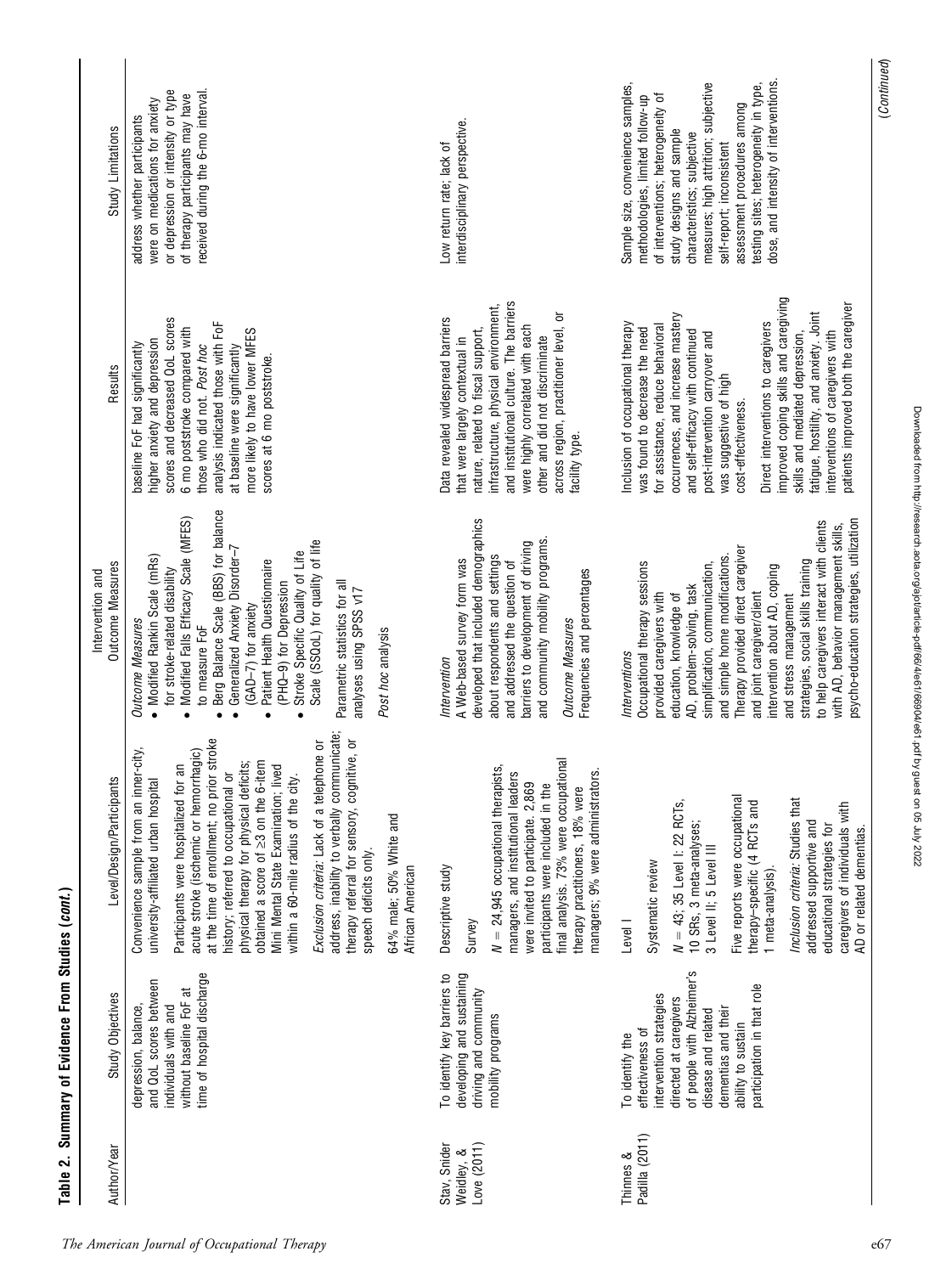**Table 2. Summary of Evidence From Studies (*cont.*)**

| Author/Year | Study Objectives | Level/Design/Participants | Intervention and Outcome Measures | Results | Study Limitations |
|---|---|---|---|---|---|
| | depression, balance, and QoL scores between individuals with and without baseline FoF at time of hospital discharge | Convenience sample from an inner-city, university-affiliated urban hospital<br><br>Participants were hospitalized for an acute stroke (ischemic or hemorrhagic) at the time of enrollment; no prior stroke history; referred to occupational or physical therapy for physical deficits; obtained a score of ≥3 on the 6-item Mini Mental State Examination; lived within a 60-mile radius of the city.<br><br>*Exclusion criteria:* Lack of a telephone or address, inability to verbally communicate; therapy referral for sensory, cognitive, or speech deficits only.<br><br>64% male; 50% White and African American | *Outcome Measures*<br>• Modified Rankin Scale (mRs) for stroke-related disability<br>• Modified Falls Efficacy Scale (MFES) to measure FoF<br>• Berg Balance Scale (BBS) for balance<br>• Generalized Anxiety Disorder–7 (GAD–7) for anxiety<br>• Patient Health Questionnaire (PHQ–9) for Depression<br>• Stroke Specific Quality of Life Scale (SSQoL) for quality of life<br><br>Parametric statistics for all analyses using SPSS v17<br><br>*Post hoc* analysis | baseline FoF had significantly higher anxiety and depression scores and decreased QoL scores 6 mo poststroke compared with those who did not. *Post hoc* analysis indicated those with FoF at baseline were significantly more likely to have lower MFES scores at 6 mo poststroke. | address whether participants were on medications for anxiety or depression or intensity or type of therapy participants may have received during the 6-mo interval. |
| Stav, Snider Weidley, & Love (2011) | To identify key barriers to developing and sustaining driving and community mobility programs | Descriptive study<br><br>Survey<br><br>$N$ = 24,945 occupational therapists, managers, and institutional leaders were invited to participate. 2,869 participants were included in the final analysis. 73% were occupational therapy practitioners, 18% were managers; 9% were administrators. | *Intervention*<br>A Web-based survey form was developed that included demographics about respondents and settings and addressed the question of barriers to development of driving and community mobility programs.<br><br>*Outcome Measures*<br>Frequencies and percentages | Data revealed widespread barriers that were largely contextual in nature, related to fiscal support, infrastructure, physical environment, and institutional culture. The barriers were highly correlated with each other and did not discriminate across region, practitioner level, or facility type. | Low return rate; lack of interdisciplinary perspective. |
| Thinnes & Padilla (2011) | To identify the effectiveness of intervention strategies directed at caregivers of people with Alzheimer's disease and related dementias and their ability to sustain participation in that role | Level I<br><br>Systematic review<br><br>$N$ = 43; 35 Level I: 22 RCTs, 10 SRs, 3 meta-analyses; 3 Level II; 5 Level III<br><br>Five reports were occupational therapy–specific (4 RCTs and 1 meta-analysis).<br><br>*Inclusion criteria:* Studies that addressed supportive and educational strategies for caregivers of individuals with AD or related dementias. | *Interventions*<br>Occupational therapy sessions provided caregivers with education, knowledge of AD, problem-solving, task simplification, communication, and simple home modifications. Therapy provided direct caregiver and joint caregiver/client intervention about AD, coping and stress management strategies, social skills training to help caregivers interact with clients with AD, behavior management skills, psycho-education strategies, utilization | Inclusion of occupational therapy was found to decrease the need for assistance, reduce behavioral occurrences, and increase mastery and self-efficacy with continued post-intervention carryover and was suggestive of high cost-effectiveness.<br><br>Direct interventions to caregivers improved coping skills and caregiving skills and mediated depression, fatigue, hostility, and anxiety. Joint interventions of caregivers with patients improved both the caregiver | Sample size, convenience samples, methodologies, limited follow-up of interventions; heterogeneity of study designs and sample characteristics; subjective measures; high attrition; subjective self-report; inconsistent assessment procedures among testing sites; heterogeneity in type, dose, and intensity of interventions. |

(*Continued*)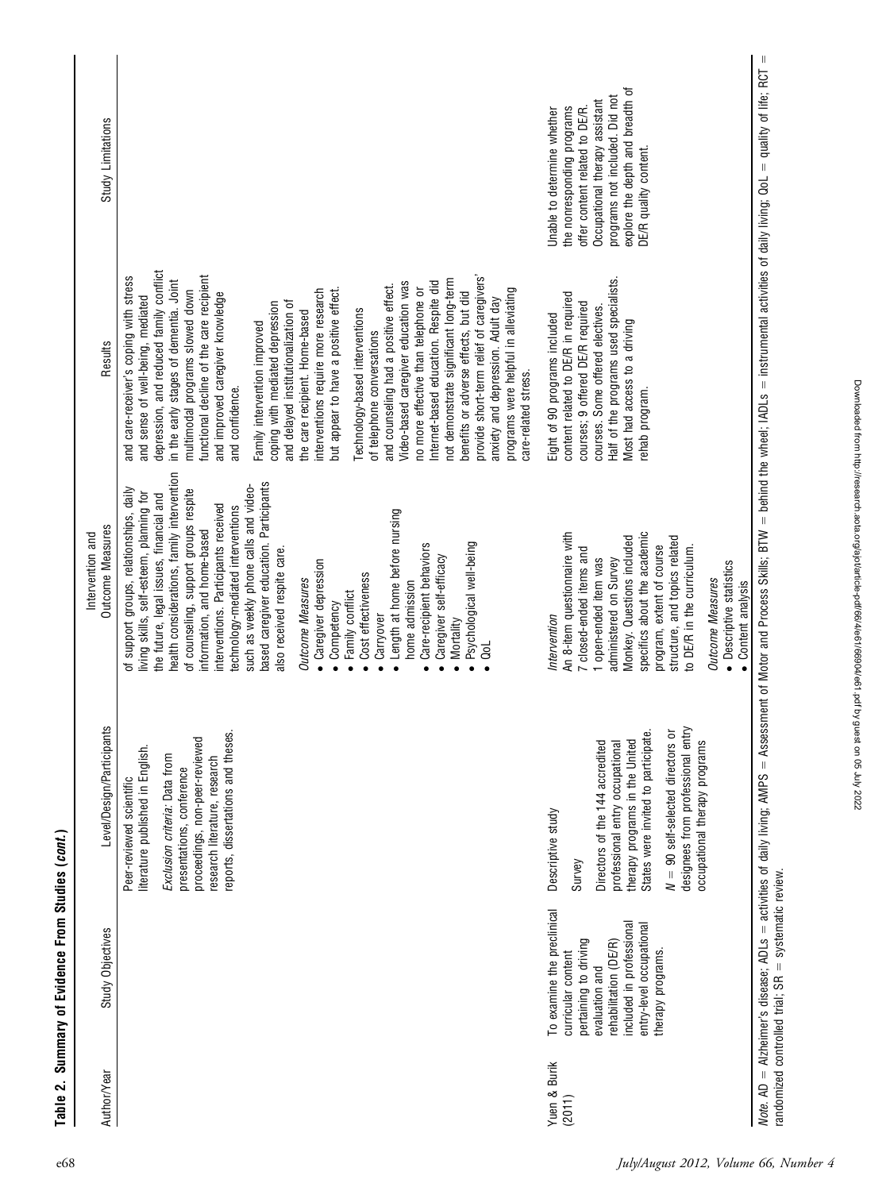**Table 2. Summary of Evidence From Studies (*cont.*)**

| Author/Year | Study Objectives | Level/Design/Participants | Intervention and Outcome Measures | Results | Study Limitations |
|---|---|---|---|---|---|
| | | Peer-reviewed scientific literature published in English. *Exclusion criteria:* Data from presentations, conference proceedings, non-peer-reviewed research literature, research reports, dissertations and theses. | of support groups, relationships, daily living skills, self-esteem, planning for the future, legal issues, financial and health considerations, family intervention of counseling, support groups respite information, and home-based interventions. Participants received technology-mediated interventions such as weekly phone calls and video-based caregiver education. Participants also received respite care. *Outcome Measures* • Caregiver depression • Competency • Family conflict • Cost effectiveness • Carryover • Length at home before nursing home admission • Care-recipient behaviors • Caregiver self-efficacy • Mortality • Psychological well-being • QoL | and care-receiver's coping with stress and sense of well-being, mediated depression, and reduced family conflict in the early stages of dementia. Joint multimodal programs slowed down functional decline of the care recipient and improved caregiver knowledge and confidence. Family intervention improved coping with mediated depression and delayed institutionalization of the care recipient. Home-based interventions require more research but appear to have a positive effect. Technology-based interventions of telephone conversations and counseling had a positive effect. Video-based caregiver education was no more effective than telephone or Internet-based education. Respite did not demonstrate significant long-term benefits or adverse effects, but did provide short-term relief of caregivers' anxiety and depression. Adult day programs were helpful in alleviating care-related stress. | |
| Yuen & Burik (2011) | To examine the preclinical curricular content pertaining to driving evaluation and rehabilitation (DE/R) included in professional entry-level occupational therapy programs. | Descriptive study Survey Directors of the 144 accredited professional entry occupational therapy programs in the United States were invited to participate. *N* = 90 self-selected directors or designees from professional entry occupational therapy programs | *Intervention* An 8-item questionnaire with 7 closed-ended items and 1 open-ended item was administered on Survey Monkey. Questions included specifics about the academic program, extent of course structure, and topics related to DE/R in the curriculum. *Outcome Measures* • Descriptive statistics • Content analysis | Eight of 90 programs included content related to DE/R in required courses; 9 offered DE/R required courses. Some offered electives. Half of the programs used specialists. Most had access to a driving rehab program. | Unable to determine whether the nonresponding programs offer content related to DE/R. Occupational therapy assistant programs not included. Did not explore the depth and breadth of DE/R quality content. |

*Note.* AD = Alzheimer's disease; ADLs = activities of daily living; AMPS = Assessment of Motor and Process Skills; BTW = behind the wheel; IADLs = instrumental activities of daily living; QoL = quality of life; RCT = randomized controlled trial; SR = systematic review.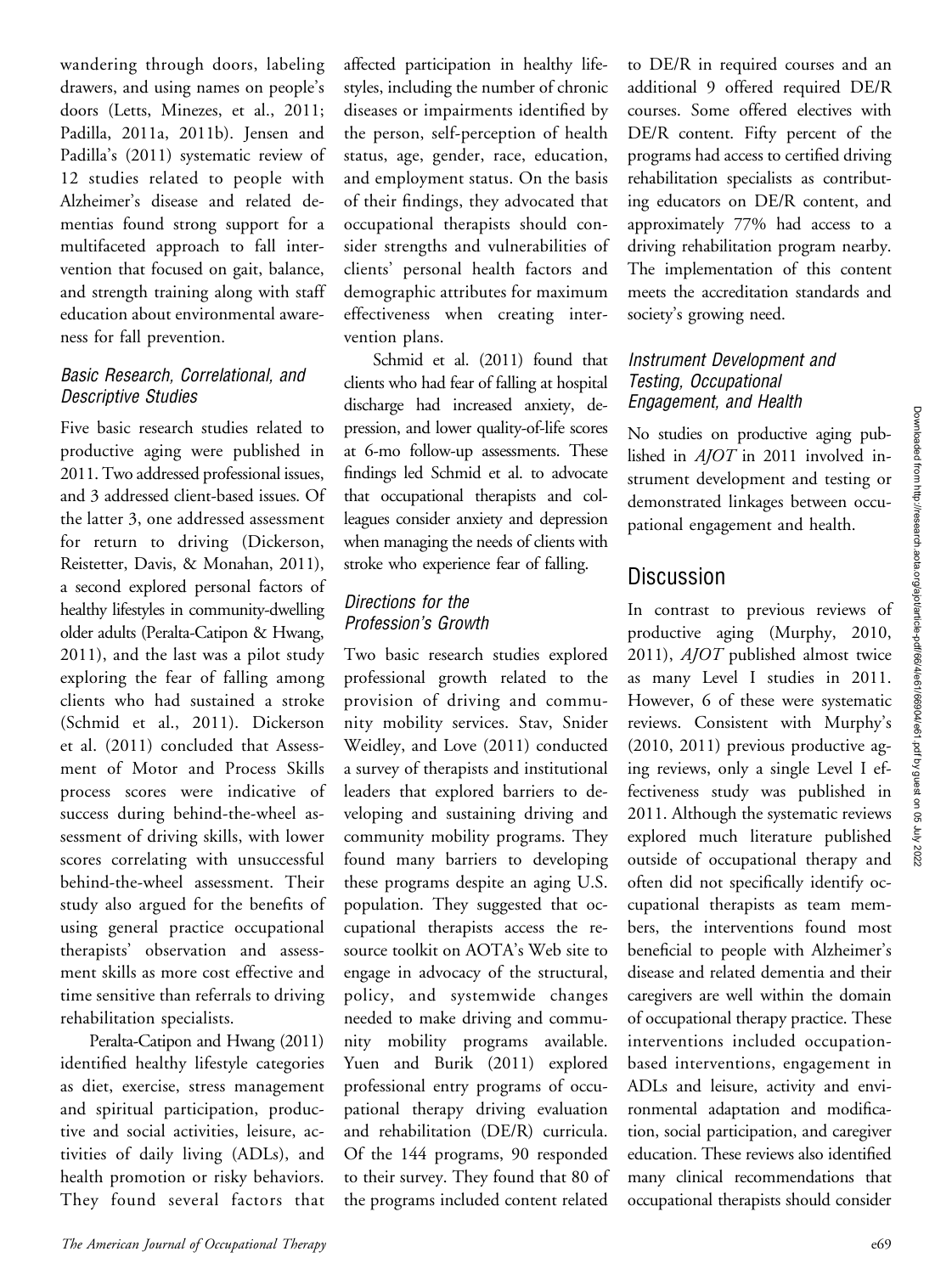wandering through doors, labeling drawers, and using names on people's doors (Letts, Minezes, et al., 2011; Padilla, 2011a, 2011b). Jensen and Padilla's (2011) systematic review of 12 studies related to people with Alzheimer's disease and related dementias found strong support for a multifaceted approach to fall intervention that focused on gait, balance, and strength training along with staff education about environmental awareness for fall prevention.

### Basic Research, Correlational, and Descriptive Studies

Five basic research studies related to productive aging were published in 2011. Two addressed professional issues, and 3 addressed client-based issues. Of the latter 3, one addressed assessment for return to driving (Dickerson, Reistetter, Davis, & Monahan, 2011), a second explored personal factors of healthy lifestyles in community-dwelling older adults (Peralta-Catipon & Hwang, 2011), and the last was a pilot study exploring the fear of falling among clients who had sustained a stroke (Schmid et al., 2011). Dickerson et al. (2011) concluded that Assessment of Motor and Process Skills process scores were indicative of success during behind-the-wheel assessment of driving skills, with lower scores correlating with unsuccessful behind-the-wheel assessment. Their study also argued for the benefits of using general practice occupational therapists' observation and assessment skills as more cost effective and time sensitive than referrals to driving rehabilitation specialists.

Peralta-Catipon and Hwang (2011) identified healthy lifestyle categories as diet, exercise, stress management and spiritual participation, productive and social activities, leisure, activities of daily living (ADLs), and health promotion or risky behaviors. They found several factors that affected participation in healthy lifestyles, including the number of chronic diseases or impairments identified by the person, self-perception of health status, age, gender, race, education, and employment status. On the basis of their findings, they advocated that occupational therapists should consider strengths and vulnerabilities of clients' personal health factors and demographic attributes for maximum effectiveness when creating intervention plans.

Schmid et al. (2011) found that clients who had fear of falling at hospital discharge had increased anxiety, depression, and lower quality-of-life scores at 6-mo follow-up assessments. These findings led Schmid et al. to advocate that occupational therapists and colleagues consider anxiety and depression when managing the needs of clients with stroke who experience fear of falling.

### Directions for the Profession's Growth

Two basic research studies explored professional growth related to the provision of driving and community mobility services. Stav, Snider Weidley, and Love (2011) conducted a survey of therapists and institutional leaders that explored barriers to developing and sustaining driving and community mobility programs. They found many barriers to developing these programs despite an aging U.S. population. They suggested that occupational therapists access the resource toolkit on AOTA's Web site to engage in advocacy of the structural, policy, and systemwide changes needed to make driving and community mobility programs available. Yuen and Burik (2011) explored professional entry programs of occupational therapy driving evaluation and rehabilitation (DE/R) curricula. Of the 144 programs, 90 responded to their survey. They found that 80 of the programs included content related to DE/R in required courses and an additional 9 offered required DE/R courses. Some offered electives with DE/R content. Fifty percent of the programs had access to certified driving rehabilitation specialists as contributing educators on DE/R content, and approximately 77% had access to a driving rehabilitation program nearby. The implementation of this content meets the accreditation standards and society's growing need.

### Instrument Development and Testing, Occupational Engagement, and Health

No studies on productive aging published in *AJOT* in 2011 involved instrument development and testing or demonstrated linkages between occupational engagement and health.

## Discussion

In contrast to previous reviews of productive aging (Murphy, 2010, 2011), *AJOT* published almost twice as many Level I studies in 2011. However, 6 of these were systematic reviews. Consistent with Murphy's (2010, 2011) previous productive aging reviews, only a single Level I effectiveness study was published in 2011. Although the systematic reviews explored much literature published outside of occupational therapy and often did not specifically identify occupational therapists as team members, the interventions found most beneficial to people with Alzheimer's disease and related dementia and their caregivers are well within the domain of occupational therapy practice. These interventions included occupation-based interventions, engagement in ADLs and leisure, activity and environmental adaptation and modification, social participation, and caregiver education. These reviews also identified many clinical recommendations that occupational therapists should consider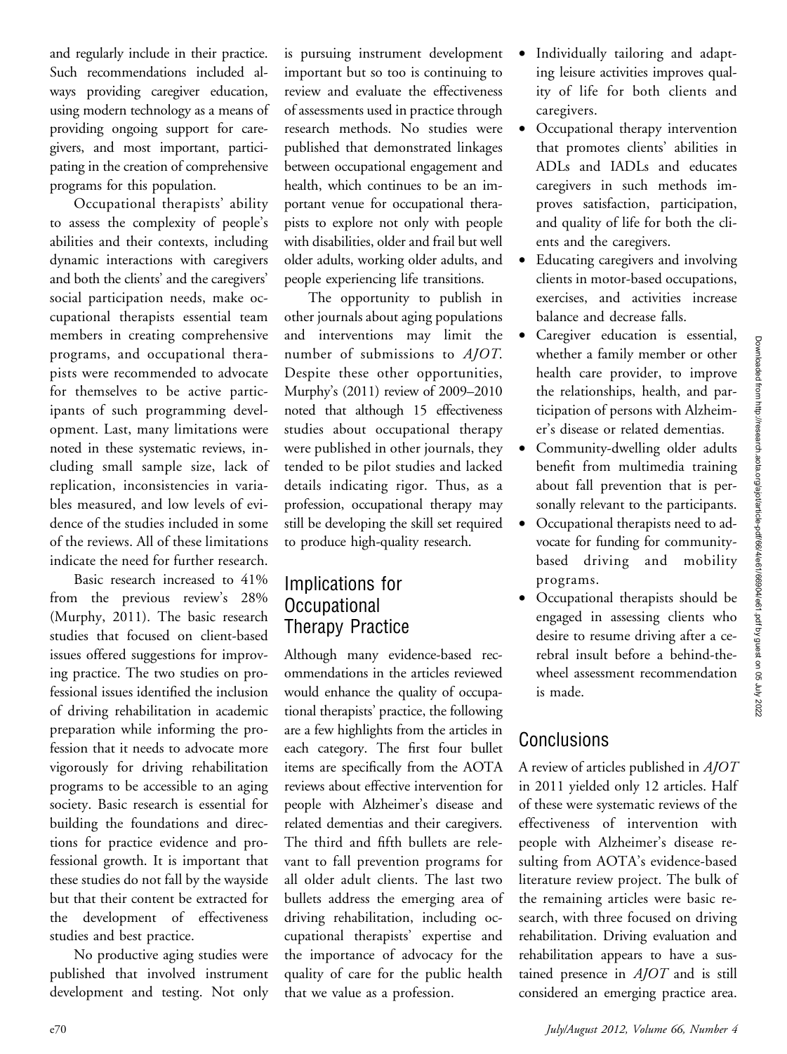and regularly include in their practice. Such recommendations included always providing caregiver education, using modern technology as a means of providing ongoing support for caregivers, and most important, participating in the creation of comprehensive programs for this population.

Occupational therapists' ability to assess the complexity of people's abilities and their contexts, including dynamic interactions with caregivers and both the clients' and the caregivers' social participation needs, make occupational therapists essential team members in creating comprehensive programs, and occupational therapists were recommended to advocate for themselves to be active participants of such programming development. Last, many limitations were noted in these systematic reviews, including small sample size, lack of replication, inconsistencies in variables measured, and low levels of evidence of the studies included in some of the reviews. All of these limitations indicate the need for further research.

Basic research increased to 41% from the previous review's 28% (Murphy, 2011). The basic research studies that focused on client-based issues offered suggestions for improving practice. The two studies on professional issues identified the inclusion of driving rehabilitation in academic preparation while informing the profession that it needs to advocate more vigorously for driving rehabilitation programs to be accessible to an aging society. Basic research is essential for building the foundations and directions for practice evidence and professional growth. It is important that these studies do not fall by the wayside but that their content be extracted for the development of effectiveness studies and best practice.

No productive aging studies were published that involved instrument development and testing. Not only is pursuing instrument development important but so too is continuing to review and evaluate the effectiveness of assessments used in practice through research methods. No studies were published that demonstrated linkages between occupational engagement and health, which continues to be an important venue for occupational therapists to explore not only with people with disabilities, older and frail but well older adults, working older adults, and people experiencing life transitions.

The opportunity to publish in other journals about aging populations and interventions may limit the number of submissions to *AJOT*. Despite these other opportunities, Murphy's (2011) review of 2009–2010 noted that although 15 effectiveness studies about occupational therapy were published in other journals, they tended to be pilot studies and lacked details indicating rigor. Thus, as a profession, occupational therapy may still be developing the skill set required to produce high-quality research.

## Implications for Occupational Therapy Practice

Although many evidence-based recommendations in the articles reviewed would enhance the quality of occupational therapists' practice, the following are a few highlights from the articles in each category. The first four bullet items are specifically from the AOTA reviews about effective intervention for people with Alzheimer's disease and related dementias and their caregivers. The third and fifth bullets are relevant to fall prevention programs for all older adult clients. The last two bullets address the emerging area of driving rehabilitation, including occupational therapists' expertise and the importance of advocacy for the quality of care for the public health that we value as a profession.

- Individually tailoring and adapting leisure activities improves quality of life for both clients and caregivers.
- Occupational therapy intervention that promotes clients' abilities in ADLs and IADLs and educates caregivers in such methods improves satisfaction, participation, and quality of life for both the clients and the caregivers.
- Educating caregivers and involving clients in motor-based occupations, exercises, and activities increase balance and decrease falls.
- Caregiver education is essential, whether a family member or other health care provider, to improve the relationships, health, and participation of persons with Alzheimer's disease or related dementias.
- Community-dwelling older adults benefit from multimedia training about fall prevention that is personally relevant to the participants.
- Occupational therapists need to advocate for funding for community-based driving and mobility programs.
- Occupational therapists should be engaged in assessing clients who desire to resume driving after a cerebral insult before a behind-the-wheel assessment recommendation is made.

## Conclusions

A review of articles published in *AJOT* in 2011 yielded only 12 articles. Half of these were systematic reviews of the effectiveness of intervention with people with Alzheimer's disease resulting from AOTA's evidence-based literature review project. The bulk of the remaining articles were basic research, with three focused on driving rehabilitation. Driving evaluation and rehabilitation appears to have a sustained presence in *AJOT* and is still considered an emerging practice area.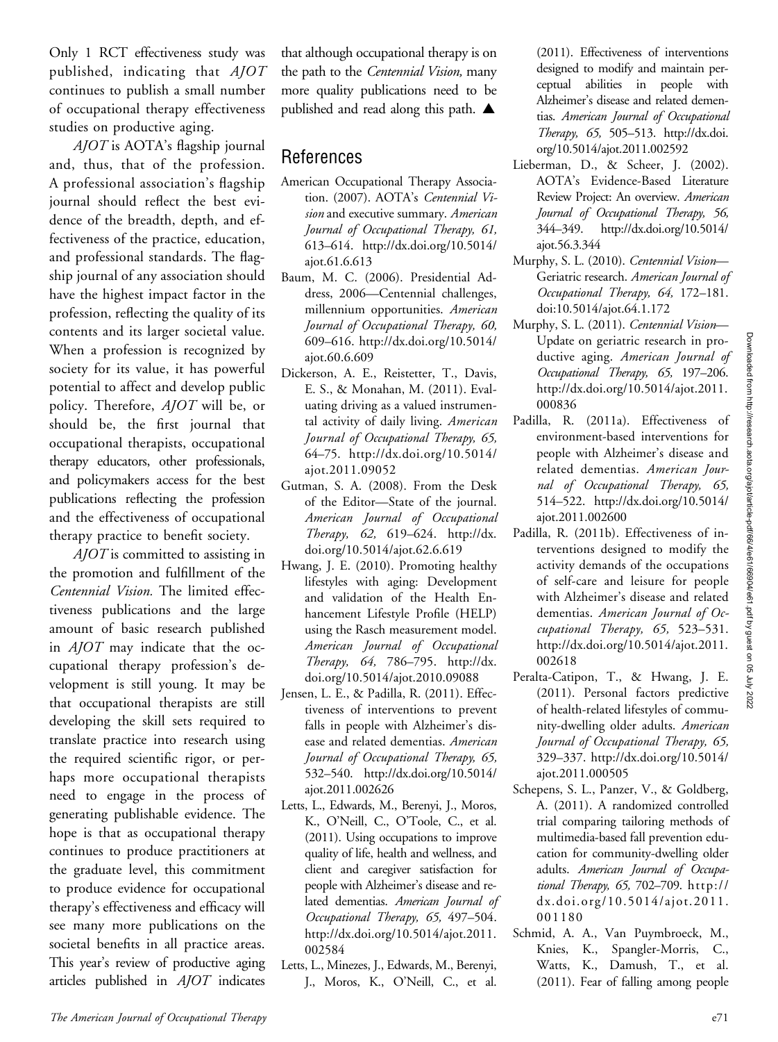Only 1 RCT effectiveness study was published, indicating that *AJOT* continues to publish a small number of occupational therapy effectiveness studies on productive aging.

*AJOT* is AOTA's flagship journal and, thus, that of the profession. A professional association's flagship journal should reflect the best evidence of the breadth, depth, and effectiveness of the practice, education, and professional standards. The flagship journal of any association should have the highest impact factor in the profession, reflecting the quality of its contents and its larger societal value. When a profession is recognized by society for its value, it has powerful potential to affect and develop public policy. Therefore, *AJOT* will be, or should be, the first journal that occupational therapists, occupational therapy educators, other professionals, and policymakers access for the best publications reflecting the profession and the effectiveness of occupational therapy practice to benefit society.

*AJOT* is committed to assisting in the promotion and fulfillment of the *Centennial Vision.* The limited effectiveness publications and the large amount of basic research published in *AJOT* may indicate that the occupational therapy profession's development is still young. It may be that occupational therapists are still developing the skill sets required to translate practice into research using the required scientific rigor, or perhaps more occupational therapists need to engage in the process of generating publishable evidence. The hope is that as occupational therapy continues to produce practitioners at the graduate level, this commitment to produce evidence for occupational therapy's effectiveness and efficacy will see many more publications on the societal benefits in all practice areas. This year's review of productive aging articles published in *AJOT* indicates that although occupational therapy is on the path to the *Centennial Vision,* many more quality publications need to be published and read along this path. ▲

## References

American Occupational Therapy Association. (2007). AOTA's *Centennial Vision* and executive summary. *American Journal of Occupational Therapy, 61,* 613–614. http://dx.doi.org/10.5014/ajot.61.6.613

Baum, M. C. (2006). Presidential Address, 2006—Centennial challenges, millennium opportunities. *American Journal of Occupational Therapy, 60,* 609–616. http://dx.doi.org/10.5014/ajot.60.6.609

Dickerson, A. E., Reistetter, T., Davis, E. S., & Monahan, M. (2011). Evaluating driving as a valued instrumental activity of daily living. *American Journal of Occupational Therapy, 65,* 64–75. http://dx.doi.org/10.5014/ajot.2011.09052

Gutman, S. A. (2008). From the Desk of the Editor—State of the journal. *American Journal of Occupational Therapy, 62,* 619–624. http://dx.doi.org/10.5014/ajot.62.6.619

Hwang, J. E. (2010). Promoting healthy lifestyles with aging: Development and validation of the Health Enhancement Lifestyle Profile (HELP) using the Rasch measurement model. *American Journal of Occupational Therapy, 64,* 786–795. http://dx.doi.org/10.5014/ajot.2010.09088

Jensen, L. E., & Padilla, R. (2011). Effectiveness of interventions to prevent falls in people with Alzheimer's disease and related dementias. *American Journal of Occupational Therapy, 65,* 532–540. http://dx.doi.org/10.5014/ajot.2011.002626

Letts, L., Edwards, M., Berenyi, J., Moros, K., O'Neill, C., O'Toole, C., et al. (2011). Using occupations to improve quality of life, health and wellness, and client and caregiver satisfaction for people with Alzheimer's disease and related dementias. *American Journal of Occupational Therapy, 65,* 497–504. http://dx.doi.org/10.5014/ajot.2011.002584

Letts, L., Minezes, J., Edwards, M., Berenyi, J., Moros, K., O'Neill, C., et al. (2011). Effectiveness of interventions designed to modify and maintain perceptual abilities in people with Alzheimer's disease and related dementias. *American Journal of Occupational Therapy, 65,* 505–513. http://dx.doi.org/10.5014/ajot.2011.002592

Lieberman, D., & Scheer, J. (2002). AOTA's Evidence-Based Literature Review Project: An overview. *American Journal of Occupational Therapy, 56,* 344–349. http://dx.doi.org/10.5014/ajot.56.3.344

Murphy, S. L. (2010). *Centennial Vision*—Geriatric research. *American Journal of Occupational Therapy, 64,* 172–181. doi:10.5014/ajot.64.1.172

Murphy, S. L. (2011). *Centennial Vision*—Update on geriatric research in productive aging. *American Journal of Occupational Therapy, 65,* 197–206. http://dx.doi.org/10.5014/ajot.2011.000836

Padilla, R. (2011a). Effectiveness of environment-based interventions for people with Alzheimer's disease and related dementias. *American Journal of Occupational Therapy, 65,* 514–522. http://dx.doi.org/10.5014/ajot.2011.002600

Padilla, R. (2011b). Effectiveness of interventions designed to modify the activity demands of the occupations of self-care and leisure for people with Alzheimer's disease and related dementias. *American Journal of Occupational Therapy, 65,* 523–531. http://dx.doi.org/10.5014/ajot.2011.002618

Peralta-Catipon, T., & Hwang, J. E. (2011). Personal factors predictive of health-related lifestyles of community-dwelling older adults. *American Journal of Occupational Therapy, 65,* 329–337. http://dx.doi.org/10.5014/ajot.2011.000505

Schepens, S. L., Panzer, V., & Goldberg, A. (2011). A randomized controlled trial comparing tailoring methods of multimedia-based fall prevention education for community-dwelling older adults. *American Journal of Occupational Therapy, 65,* 702–709. http://dx.doi.org/10.5014/ajot.2011.001180

Schmid, A. A., Van Puymbroeck, M., Knies, K., Spangler-Morris, C., Watts, K., Damush, T., et al. (2011). Fear of falling among people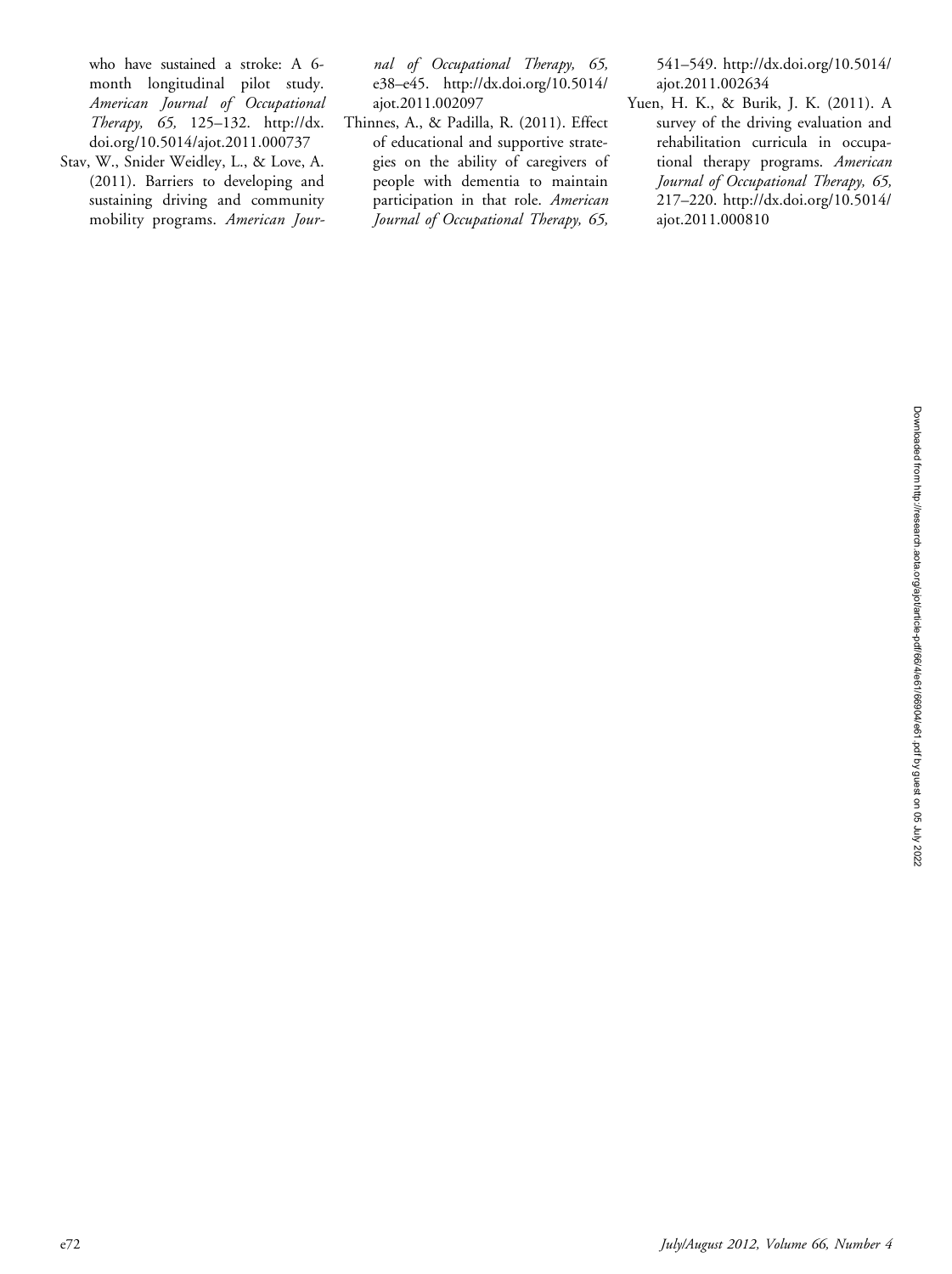who have sustained a stroke: A 6-month longitudinal pilot study. *American Journal of Occupational Therapy, 65,* 125–132. http://dx.doi.org/10.5014/ajot.2011.000737

Stav, W., Snider Weidley, L., & Love, A. (2011). Barriers to developing and sustaining driving and community mobility programs. *American Journal of Occupational Therapy, 65,* e38–e45. http://dx.doi.org/10.5014/ajot.2011.002097

Thinnes, A., & Padilla, R. (2011). Effect of educational and supportive strategies on the ability of caregivers of people with dementia to maintain participation in that role. *American Journal of Occupational Therapy, 65,* 541–549. http://dx.doi.org/10.5014/ajot.2011.002634

Yuen, H. K., & Burik, J. K. (2011). A survey of the driving evaluation and rehabilitation curricula in occupational therapy programs. *American Journal of Occupational Therapy, 65,* 217–220. http://dx.doi.org/10.5014/ajot.2011.000810